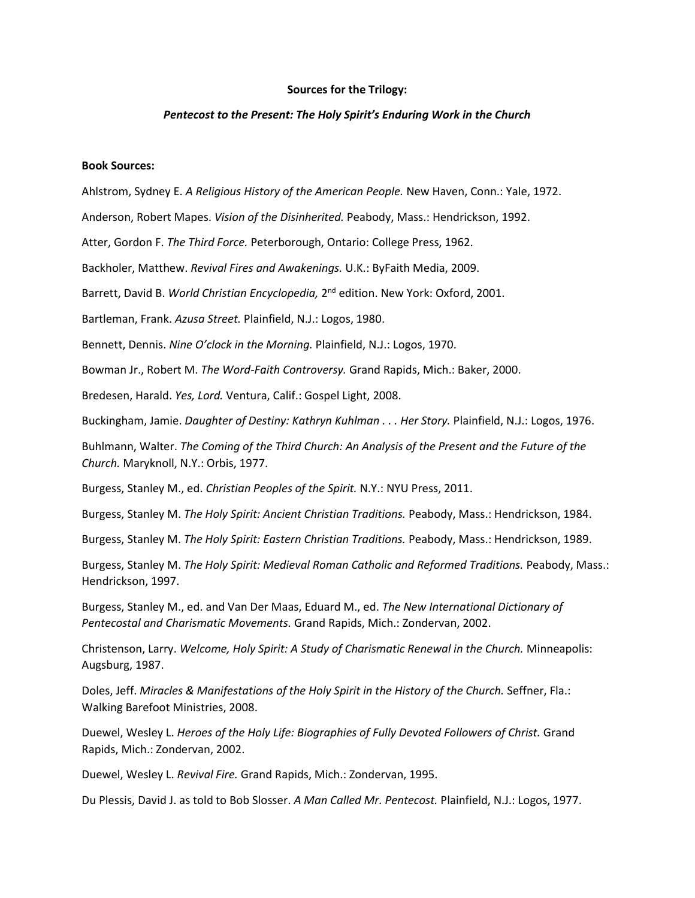**Sources for the Trilogy:**

***Pentecost to the Present: The Holy Spirit's Enduring Work in the Church***

**Book Sources:**

Ahlstrom, Sydney E. *A Religious History of the American People.* New Haven, Conn.: Yale, 1972.

Anderson, Robert Mapes. *Vision of the Disinherited.* Peabody, Mass.: Hendrickson, 1992.

Atter, Gordon F. *The Third Force.* Peterborough, Ontario: College Press, 1962.

Backholer, Matthew. *Revival Fires and Awakenings.* U.K.: ByFaith Media, 2009.

Barrett, David B. *World Christian Encyclopedia,* 2nd edition. New York: Oxford, 2001.

Bartleman, Frank. *Azusa Street.* Plainfield, N.J.: Logos, 1980.

Bennett, Dennis. *Nine O'clock in the Morning.* Plainfield, N.J.: Logos, 1970.

Bowman Jr., Robert M. *The Word-Faith Controversy.* Grand Rapids, Mich.: Baker, 2000.

Bredesen, Harald. *Yes, Lord.* Ventura, Calif.: Gospel Light, 2008.

Buckingham, Jamie. *Daughter of Destiny: Kathryn Kuhlman . . . Her Story.* Plainfield, N.J.: Logos, 1976.

Buhlmann, Walter. *The Coming of the Third Church: An Analysis of the Present and the Future of the Church.* Maryknoll, N.Y.: Orbis, 1977.

Burgess, Stanley M., ed. *Christian Peoples of the Spirit.* N.Y.: NYU Press, 2011.

Burgess, Stanley M. *The Holy Spirit: Ancient Christian Traditions.* Peabody, Mass.: Hendrickson, 1984.

Burgess, Stanley M. *The Holy Spirit: Eastern Christian Traditions.* Peabody, Mass.: Hendrickson, 1989.

Burgess, Stanley M. *The Holy Spirit: Medieval Roman Catholic and Reformed Traditions.* Peabody, Mass.: Hendrickson, 1997.

Burgess, Stanley M., ed. and Van Der Maas, Eduard M., ed. *The New International Dictionary of Pentecostal and Charismatic Movements.* Grand Rapids, Mich.: Zondervan, 2002.

Christenson, Larry. *Welcome, Holy Spirit: A Study of Charismatic Renewal in the Church.* Minneapolis: Augsburg, 1987.

Doles, Jeff. *Miracles & Manifestations of the Holy Spirit in the History of the Church.* Seffner, Fla.: Walking Barefoot Ministries, 2008.

Duewel, Wesley L. *Heroes of the Holy Life: Biographies of Fully Devoted Followers of Christ.* Grand Rapids, Mich.: Zondervan, 2002.

Duewel, Wesley L. *Revival Fire.* Grand Rapids, Mich.: Zondervan, 1995.

Du Plessis, David J. as told to Bob Slosser. *A Man Called Mr. Pentecost.* Plainfield, N.J.: Logos, 1977.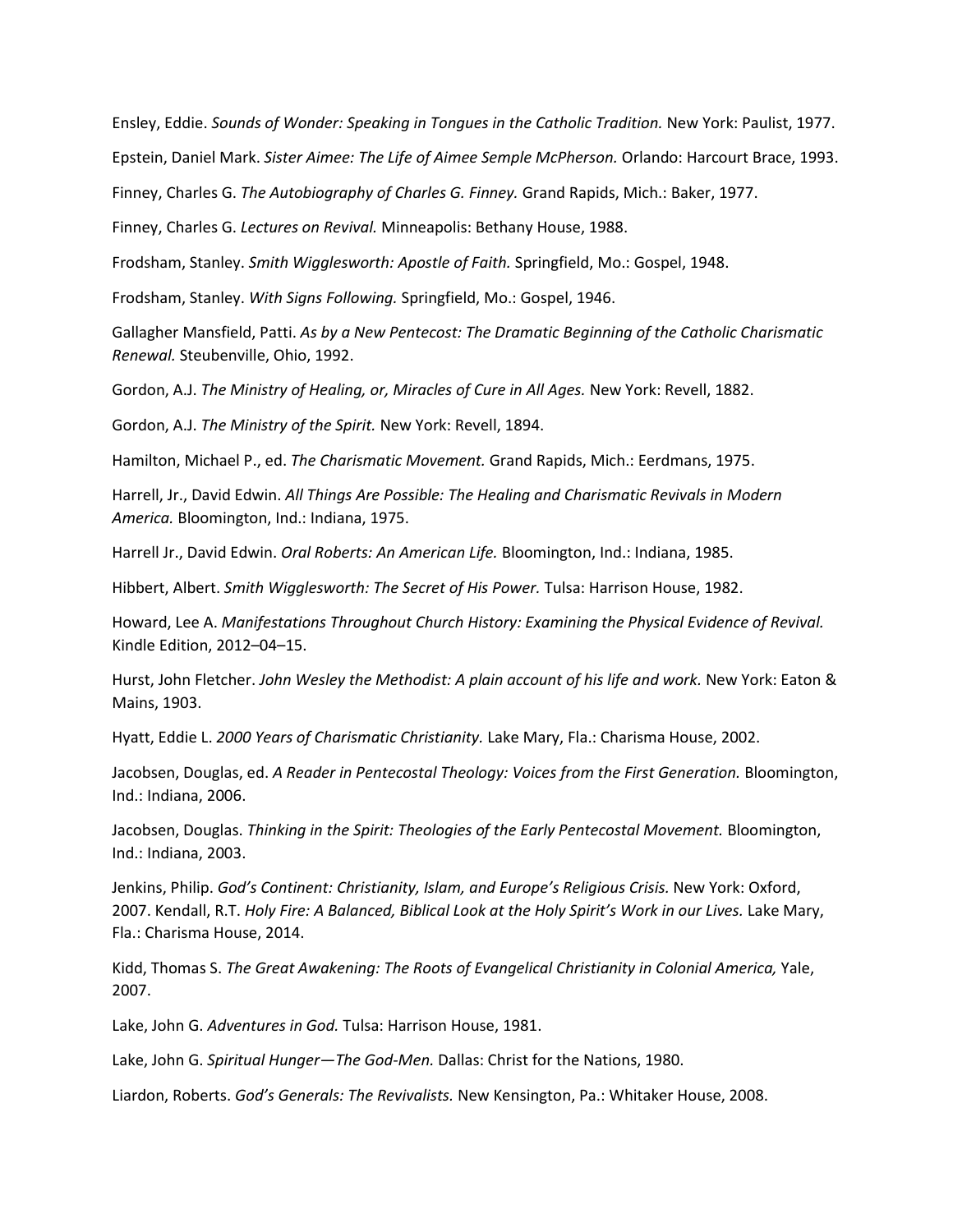Ensley, Eddie. *Sounds of Wonder: Speaking in Tongues in the Catholic Tradition.* New York: Paulist, 1977.

Epstein, Daniel Mark. *Sister Aimee: The Life of Aimee Semple McPherson.* Orlando: Harcourt Brace, 1993.

Finney, Charles G. *The Autobiography of Charles G. Finney.* Grand Rapids, Mich.: Baker, 1977.

Finney, Charles G. *Lectures on Revival.* Minneapolis: Bethany House, 1988.

Frodsham, Stanley. *Smith Wigglesworth: Apostle of Faith.* Springfield, Mo.: Gospel, 1948.

Frodsham, Stanley. *With Signs Following.* Springfield, Mo.: Gospel, 1946.

Gallagher Mansfield, Patti. *As by a New Pentecost: The Dramatic Beginning of the Catholic Charismatic Renewal.* Steubenville, Ohio, 1992.

Gordon, A.J. *The Ministry of Healing, or, Miracles of Cure in All Ages.* New York: Revell, 1882.

Gordon, A.J. *The Ministry of the Spirit.* New York: Revell, 1894.

Hamilton, Michael P., ed. *The Charismatic Movement.* Grand Rapids, Mich.: Eerdmans, 1975.

Harrell, Jr., David Edwin. *All Things Are Possible: The Healing and Charismatic Revivals in Modern America.* Bloomington, Ind.: Indiana, 1975.

Harrell Jr., David Edwin. *Oral Roberts: An American Life.* Bloomington, Ind.: Indiana, 1985.

Hibbert, Albert. *Smith Wigglesworth: The Secret of His Power.* Tulsa: Harrison House, 1982.

Howard, Lee A. *Manifestations Throughout Church History: Examining the Physical Evidence of Revival.* Kindle Edition, 2012–04–15.

Hurst, John Fletcher. *John Wesley the Methodist: A plain account of his life and work.* New York: Eaton & Mains, 1903.

Hyatt, Eddie L. *2000 Years of Charismatic Christianity.* Lake Mary, Fla.: Charisma House, 2002.

Jacobsen, Douglas, ed. *A Reader in Pentecostal Theology: Voices from the First Generation.* Bloomington, Ind.: Indiana, 2006.

Jacobsen, Douglas. *Thinking in the Spirit: Theologies of the Early Pentecostal Movement.* Bloomington, Ind.: Indiana, 2003.

Jenkins, Philip. *God's Continent: Christianity, Islam, and Europe's Religious Crisis.* New York: Oxford, 2007. Kendall, R.T. *Holy Fire: A Balanced, Biblical Look at the Holy Spirit's Work in our Lives.* Lake Mary, Fla.: Charisma House, 2014.

Kidd, Thomas S. *The Great Awakening: The Roots of Evangelical Christianity in Colonial America,* Yale, 2007.

Lake, John G. *Adventures in God.* Tulsa: Harrison House, 1981.

Lake, John G. *Spiritual Hunger—The God-Men.* Dallas: Christ for the Nations, 1980.

Liardon, Roberts. *God's Generals: The Revivalists.* New Kensington, Pa.: Whitaker House, 2008.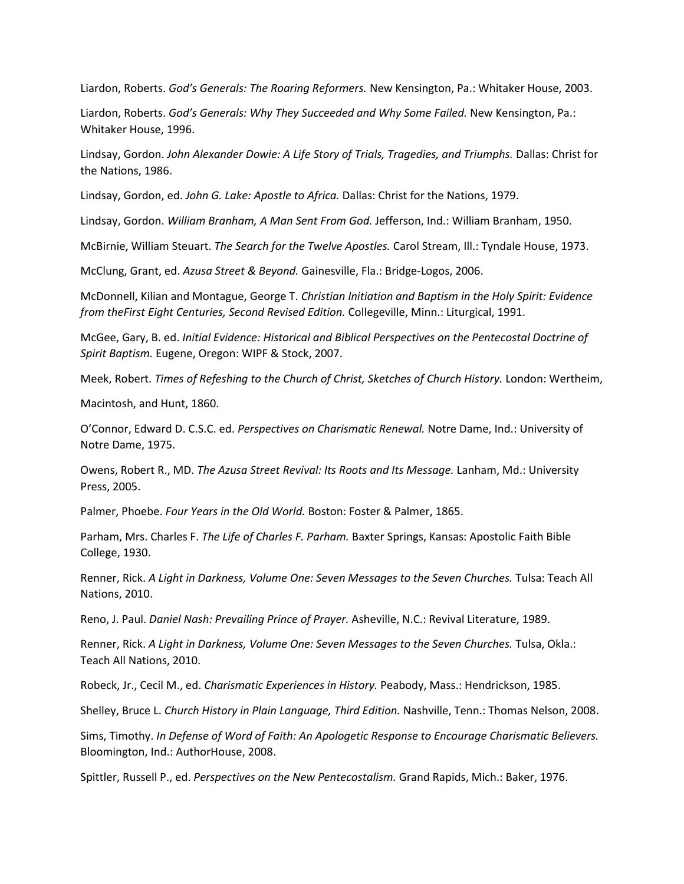Liardon, Roberts. *God's Generals: The Roaring Reformers.* New Kensington, Pa.: Whitaker House, 2003.

Liardon, Roberts. *God's Generals: Why They Succeeded and Why Some Failed.* New Kensington, Pa.: Whitaker House, 1996.

Lindsay, Gordon. *John Alexander Dowie: A Life Story of Trials, Tragedies, and Triumphs.* Dallas: Christ for the Nations, 1986.

Lindsay, Gordon, ed. *John G. Lake: Apostle to Africa.* Dallas: Christ for the Nations, 1979.

Lindsay, Gordon. *William Branham, A Man Sent From God.* Jefferson, Ind.: William Branham, 1950.

McBirnie, William Steuart. *The Search for the Twelve Apostles.* Carol Stream, Ill.: Tyndale House, 1973.

McClung, Grant, ed. *Azusa Street & Beyond.* Gainesville, Fla.: Bridge-Logos, 2006.

McDonnell, Kilian and Montague, George T. *Christian Initiation and Baptism in the Holy Spirit: Evidence from theFirst Eight Centuries, Second Revised Edition.* Collegeville, Minn.: Liturgical, 1991.

McGee, Gary, B. ed. *Initial Evidence: Historical and Biblical Perspectives on the Pentecostal Doctrine of Spirit Baptism.* Eugene, Oregon: WIPF & Stock, 2007.

Meek, Robert. *Times of Refeshing to the Church of Christ, Sketches of Church History.* London: Wertheim, Macintosh, and Hunt, 1860.

O'Connor, Edward D. C.S.C. ed. *Perspectives on Charismatic Renewal.* Notre Dame, Ind.: University of Notre Dame, 1975.

Owens, Robert R., MD. *The Azusa Street Revival: Its Roots and Its Message.* Lanham, Md.: University Press, 2005.

Palmer, Phoebe. *Four Years in the Old World.* Boston: Foster & Palmer, 1865.

Parham, Mrs. Charles F. *The Life of Charles F. Parham.* Baxter Springs, Kansas: Apostolic Faith Bible College, 1930.

Renner, Rick. *A Light in Darkness, Volume One: Seven Messages to the Seven Churches.* Tulsa: Teach All Nations, 2010.

Reno, J. Paul. *Daniel Nash: Prevailing Prince of Prayer.* Asheville, N.C.: Revival Literature, 1989.

Renner, Rick. *A Light in Darkness, Volume One: Seven Messages to the Seven Churches.* Tulsa, Okla.: Teach All Nations, 2010.

Robeck, Jr., Cecil M., ed. *Charismatic Experiences in History.* Peabody, Mass.: Hendrickson, 1985.

Shelley, Bruce L. *Church History in Plain Language, Third Edition.* Nashville, Tenn.: Thomas Nelson, 2008.

Sims, Timothy. *In Defense of Word of Faith: An Apologetic Response to Encourage Charismatic Believers.* Bloomington, Ind.: AuthorHouse, 2008.

Spittler, Russell P., ed. *Perspectives on the New Pentecostalism.* Grand Rapids, Mich.: Baker, 1976.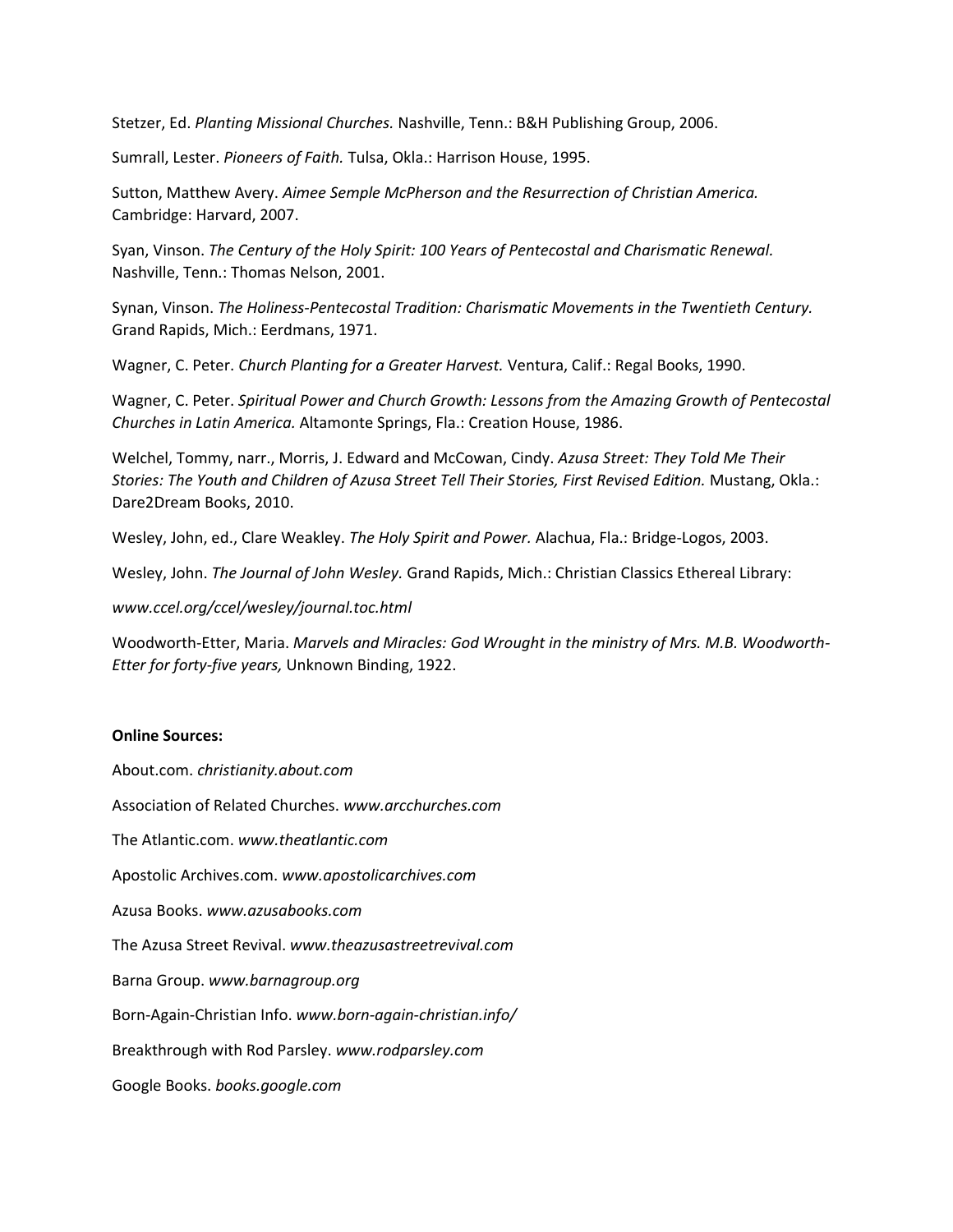Stetzer, Ed. *Planting Missional Churches.* Nashville, Tenn.: B&H Publishing Group, 2006.

Sumrall, Lester. *Pioneers of Faith.* Tulsa, Okla.: Harrison House, 1995.

Sutton, Matthew Avery. *Aimee Semple McPherson and the Resurrection of Christian America.* Cambridge: Harvard, 2007.

Syan, Vinson. *The Century of the Holy Spirit: 100 Years of Pentecostal and Charismatic Renewal.* Nashville, Tenn.: Thomas Nelson, 2001.

Synan, Vinson. *The Holiness-Pentecostal Tradition: Charismatic Movements in the Twentieth Century.* Grand Rapids, Mich.: Eerdmans, 1971.

Wagner, C. Peter. *Church Planting for a Greater Harvest.* Ventura, Calif.: Regal Books, 1990.

Wagner, C. Peter. *Spiritual Power and Church Growth: Lessons from the Amazing Growth of Pentecostal Churches in Latin America.* Altamonte Springs, Fla.: Creation House, 1986.

Welchel, Tommy, narr., Morris, J. Edward and McCowan, Cindy. *Azusa Street: They Told Me Their Stories: The Youth and Children of Azusa Street Tell Their Stories, First Revised Edition.* Mustang, Okla.: Dare2Dream Books, 2010.

Wesley, John, ed., Clare Weakley. *The Holy Spirit and Power.* Alachua, Fla.: Bridge-Logos, 2003.

Wesley, John. *The Journal of John Wesley.* Grand Rapids, Mich.: Christian Classics Ethereal Library:

*www.ccel.org/ccel/wesley/journal.toc.html*

Woodworth-Etter, Maria. *Marvels and Miracles: God Wrought in the ministry of Mrs. M.B. Woodworth-Etter for forty-five years,* Unknown Binding, 1922.

**Online Sources:**

About.com. *christianity.about.com*

Association of Related Churches. *www.arcchurches.com*

The Atlantic.com. *www.theatlantic.com*

Apostolic Archives.com. *www.apostolicarchives.com*

Azusa Books. *www.azusabooks.com*

The Azusa Street Revival. *www.theazusastreetrevival.com*

Barna Group. *www.barnagroup.org*

Born-Again-Christian Info. *www.born-again-christian.info/*

Breakthrough with Rod Parsley. *www.rodparsley.com*

Google Books. *books.google.com*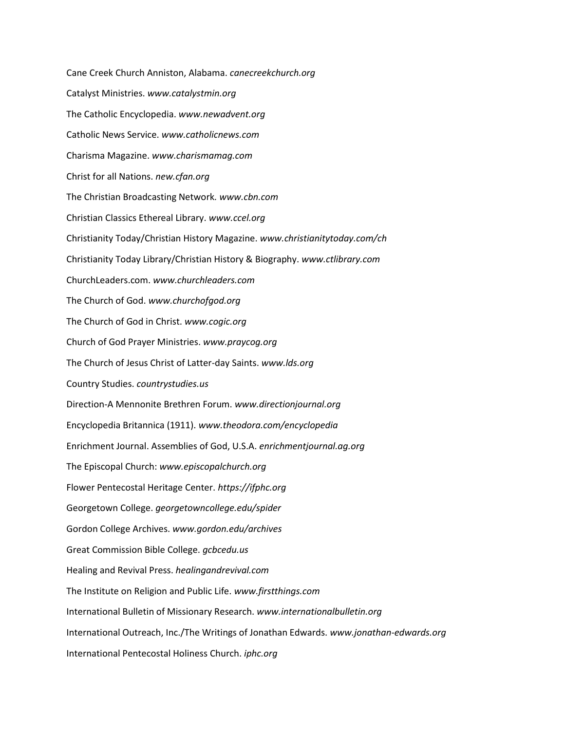Cane Creek Church Anniston, Alabama. *canecreekchurch.org*

Catalyst Ministries. *www.catalystmin.org*

The Catholic Encyclopedia. *www.newadvent.org*

Catholic News Service. *www.catholicnews.com*

Charisma Magazine. *www.charismamag.com*

Christ for all Nations. *new.cfan.org*

The Christian Broadcasting Network. *www.cbn.com*

Christian Classics Ethereal Library. *www.ccel.org*

Christianity Today/Christian History Magazine. *www.christianitytoday.com/ch*

Christianity Today Library/Christian History & Biography. *www.ctlibrary.com*

ChurchLeaders.com. *www.churchleaders.com*

The Church of God. *www.churchofgod.org*

The Church of God in Christ. *www.cogic.org*

Church of God Prayer Ministries. *www.praycog.org*

The Church of Jesus Christ of Latter-day Saints. *www.lds.org*

Country Studies. *countrystudies.us*

Direction-A Mennonite Brethren Forum. *www.directionjournal.org*

Encyclopedia Britannica (1911). *www.theodora.com/encyclopedia*

Enrichment Journal. Assemblies of God, U.S.A. *enrichmentjournal.ag.org*

The Episcopal Church: *www.episcopalchurch.org*

Flower Pentecostal Heritage Center. *https://ifphc.org*

Georgetown College. *georgetowncollege.edu/spider*

Gordon College Archives. *www.gordon.edu/archives*

Great Commission Bible College. *gcbcedu.us*

Healing and Revival Press. *healingandrevival.com*

The Institute on Religion and Public Life. *www.firstthings.com*

International Bulletin of Missionary Research. *www.internationalbulletin.org*

International Outreach, Inc./The Writings of Jonathan Edwards. *www.jonathan-edwards.org*

International Pentecostal Holiness Church. *iphc.org*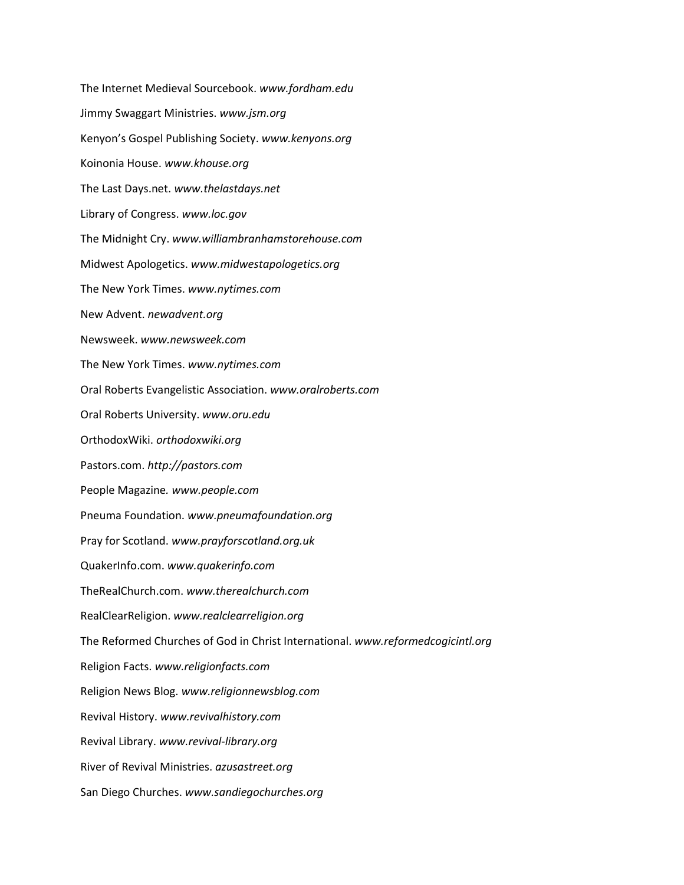The Internet Medieval Sourcebook. *www.fordham.edu*

Jimmy Swaggart Ministries. *www.jsm.org*

Kenyon's Gospel Publishing Society. *www.kenyons.org*

Koinonia House. *www.khouse.org*

The Last Days.net. *www.thelastdays.net*

Library of Congress. *www.loc.gov*

The Midnight Cry. *www.williambranhamstorehouse.com*

Midwest Apologetics. *www.midwestapologetics.org*

The New York Times. *www.nytimes.com*

New Advent. *newadvent.org*

Newsweek. *www.newsweek.com*

The New York Times. *www.nytimes.com*

Oral Roberts Evangelistic Association. *www.oralroberts.com*

Oral Roberts University. *www.oru.edu*

OrthodoxWiki. *orthodoxwiki.org*

Pastors.com. *http://pastors.com*

People Magazine*. www.people.com*

Pneuma Foundation. *www.pneumafoundation.org*

Pray for Scotland. *www.prayforscotland.org.uk*

QuakerInfo.com. *www.quakerinfo.com*

TheRealChurch.com. *www.therealchurch.com*

RealClearReligion. *www.realclearreligion.org*

The Reformed Churches of God in Christ International. *www.reformedcogicintl.org*

Religion Facts. *www.religionfacts.com*

Religion News Blog. *www.religionnewsblog.com*

Revival History. *www.revivalhistory.com*

Revival Library. *www.revival-library.org*

River of Revival Ministries. *azusastreet.org*

San Diego Churches. *www.sandiegochurches.org*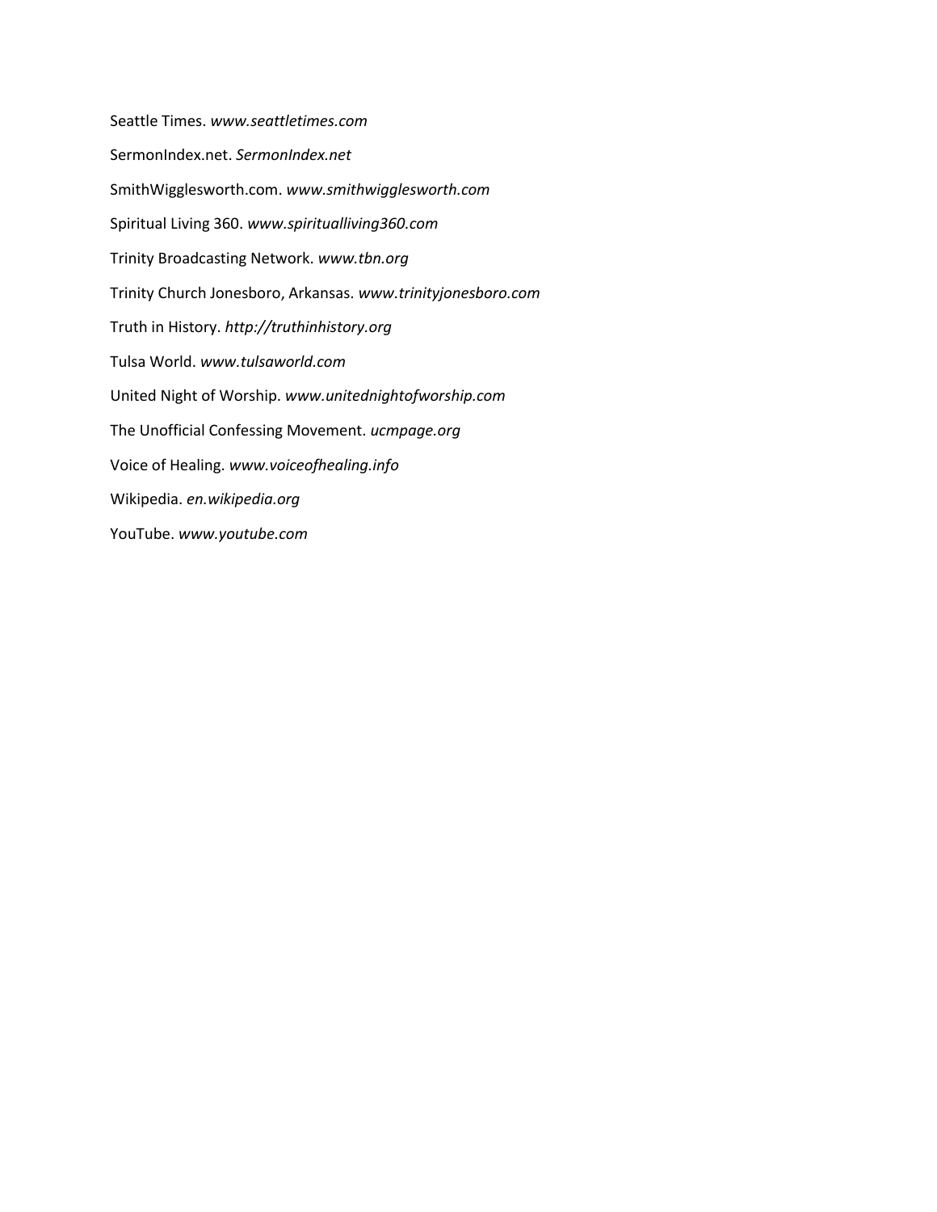Seattle Times. *www.seattletimes.com*

SermonIndex.net. *SermonIndex.net*

SmithWigglesworth.com. *www.smithwigglesworth.com*

Spiritual Living 360. *www.spiritualliving360.com*

Trinity Broadcasting Network. *www.tbn.org*

Trinity Church Jonesboro, Arkansas. *www.trinityjonesboro.com*

Truth in History. *http://truthinhistory.org*

Tulsa World. *www.tulsaworld.com*

United Night of Worship. *www.unitednightofworship.com*

The Unofficial Confessing Movement. *ucmpage.org*

Voice of Healing. *www.voiceofhealing.info*

Wikipedia. *en.wikipedia.org*

YouTube. *www.youtube.com*